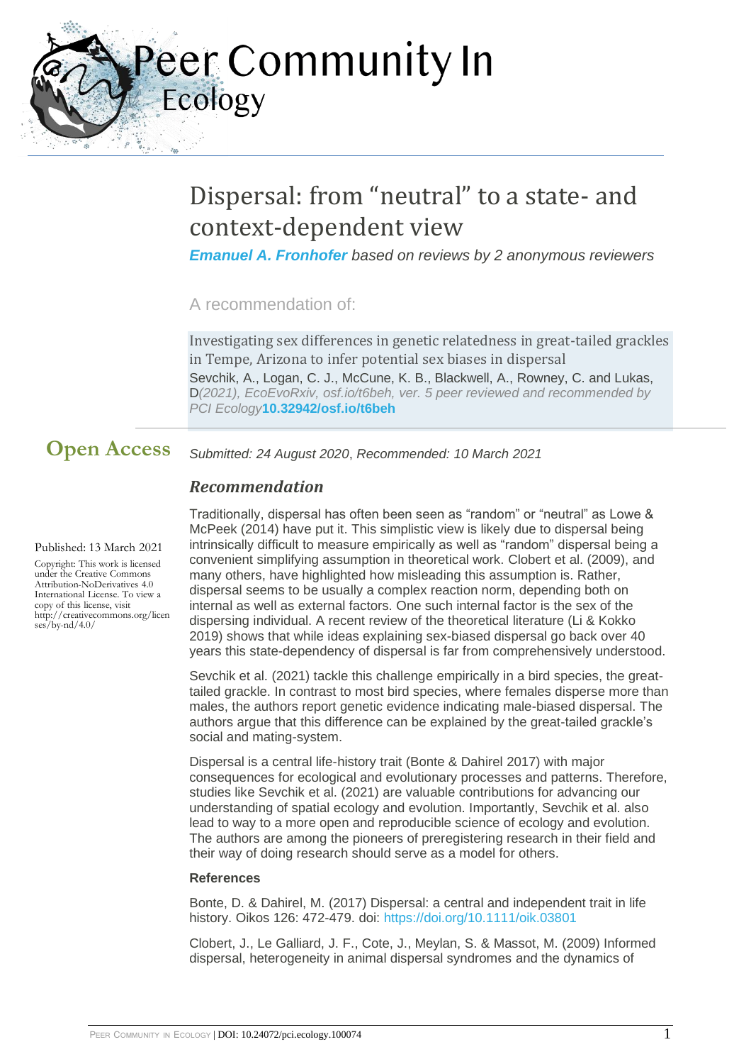# Dispersal: from "neutral" to a state- and context-dependent view

***Emanuel A. Fronhofer*** *based on reviews by 2 anonymous reviewers*

A recommendation of:

Investigating sex differences in genetic relatedness in great-tailed grackles in Tempe, Arizona to infer potential sex biases in dispersal
Sevchik, A., Logan, C. J., McCune, K. B., Blackwell, A., Rowney, C. and Lukas, D*(2021), EcoEvoRxiv, osf.io/t6beh, ver. 5 peer reviewed and recommended by PCI Ecology***10.32942/osf.io/t6beh**

**Open Access**

*Submitted: 24 August 2020*, *Recommended: 10 March 2021*

Published: 13 March 2021

Copyright: This work is licensed under the Creative Commons Attribution-NoDerivatives 4.0 International License. To view a copy of this license, visit http://creativecommons.org/licenses/by-nd/4.0/

## *Recommendation*

Traditionally, dispersal has often been seen as "random" or "neutral" as Lowe & McPeek (2014) have put it. This simplistic view is likely due to dispersal being intrinsically difficult to measure empirically as well as "random" dispersal being a convenient simplifying assumption in theoretical work. Clobert et al. (2009), and many others, have highlighted how misleading this assumption is. Rather, dispersal seems to be usually a complex reaction norm, depending both on internal as well as external factors. One such internal factor is the sex of the dispersing individual. A recent review of the theoretical literature (Li & Kokko 2019) shows that while ideas explaining sex-biased dispersal go back over 40 years this state-dependency of dispersal is far from comprehensively understood.

Sevchik et al. (2021) tackle this challenge empirically in a bird species, the great-tailed grackle. In contrast to most bird species, where females disperse more than males, the authors report genetic evidence indicating male-biased dispersal. The authors argue that this difference can be explained by the great-tailed grackle's social and mating-system.

Dispersal is a central life-history trait (Bonte & Dahirel 2017) with major consequences for ecological and evolutionary processes and patterns. Therefore, studies like Sevchik et al. (2021) are valuable contributions for advancing our understanding of spatial ecology and evolution. Importantly, Sevchik et al. also lead to way to a more open and reproducible science of ecology and evolution. The authors are among the pioneers of preregistering research in their field and their way of doing research should serve as a model for others.

**References**

Bonte, D. & Dahirel, M. (2017) Dispersal: a central and independent trait in life history. Oikos 126: 472-479. doi: https://doi.org/10.1111/oik.03801

Clobert, J., Le Galliard, J. F., Cote, J., Meylan, S. & Massot, M. (2009) Informed dispersal, heterogeneity in animal dispersal syndromes and the dynamics of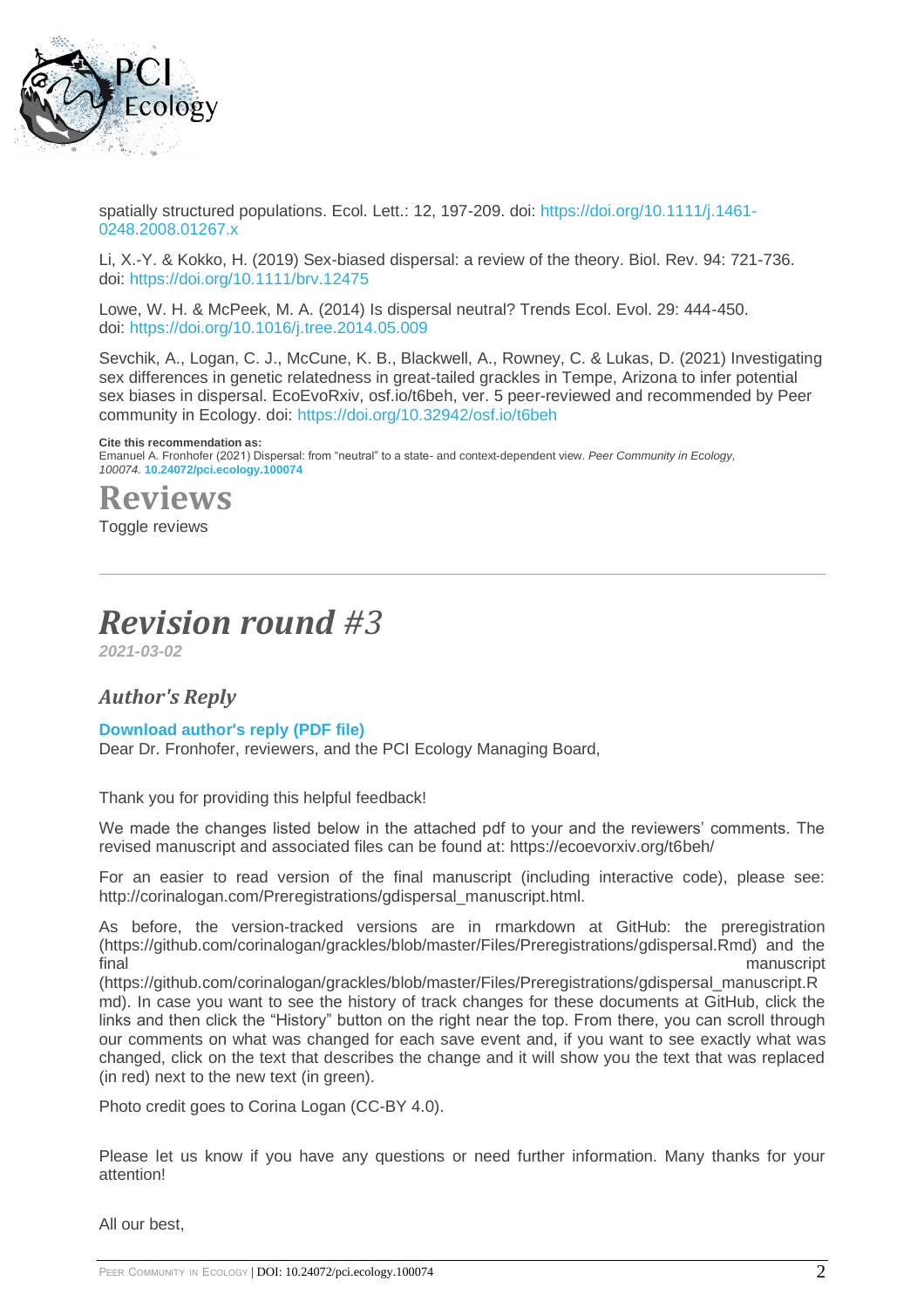spatially structured populations. Ecol. Lett.: 12, 197-209. doi: https://doi.org/10.1111/j.1461-0248.2008.01267.x

Li, X.-Y. & Kokko, H. (2019) Sex-biased dispersal: a review of the theory. Biol. Rev. 94: 721-736. doi: https://doi.org/10.1111/brv.12475

Lowe, W. H. & McPeek, M. A. (2014) Is dispersal neutral? Trends Ecol. Evol. 29: 444-450. doi: https://doi.org/10.1016/j.tree.2014.05.009

Sevchik, A., Logan, C. J., McCune, K. B., Blackwell, A., Rowney, C. & Lukas, D. (2021) Investigating sex differences in genetic relatedness in great-tailed grackles in Tempe, Arizona to infer potential sex biases in dispersal. EcoEvoRxiv, osf.io/t6beh, ver. 5 peer-reviewed and recommended by Peer community in Ecology. doi: https://doi.org/10.32942/osf.io/t6beh

**Cite this recommendation as:**
Emanuel A. Fronhofer (2021) Dispersal: from "neutral" to a state- and context-dependent view. *Peer Community in Ecology, 100074.* **10.24072/pci.ecology.100074**

# Reviews

Toggle reviews

---

# *Revision round #3*

***2021-03-02***

## *Author's Reply*

**Download author's reply (PDF file)**

Dear Dr. Fronhofer, reviewers, and the PCI Ecology Managing Board,

Thank you for providing this helpful feedback!

We made the changes listed below in the attached pdf to your and the reviewers' comments. The revised manuscript and associated files can be found at: https://ecoevorxiv.org/t6beh/

For an easier to read version of the final manuscript (including interactive code), please see: http://corinalogan.com/Preregistrations/gdispersal_manuscript.html.

As before, the version-tracked versions are in rmarkdown at GitHub: the preregistration (https://github.com/corinalogan/grackles/blob/master/Files/Preregistrations/gdispersal.Rmd) and the final manuscript (https://github.com/corinalogan/grackles/blob/master/Files/Preregistrations/gdispersal_manuscript.Rmd). In case you want to see the history of track changes for these documents at GitHub, click the links and then click the "History" button on the right near the top. From there, you can scroll through our comments on what was changed for each save event and, if you want to see exactly what was changed, click on the text that describes the change and it will show you the text that was replaced (in red) next to the new text (in green).

Photo credit goes to Corina Logan (CC-BY 4.0).

Please let us know if you have any questions or need further information. Many thanks for your attention!

All our best,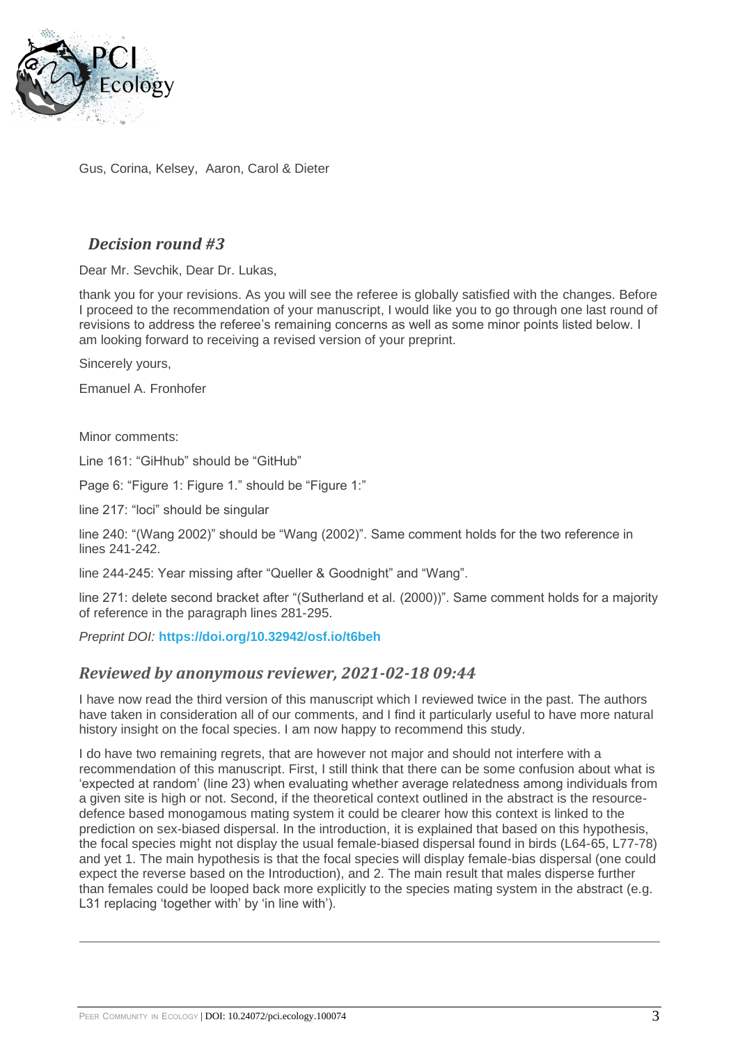Gus, Corina, Kelsey, Aaron, Carol & Dieter

## *Decision round #3*

Dear Mr. Sevchik, Dear Dr. Lukas,

thank you for your revisions. As you will see the referee is globally satisfied with the changes. Before I proceed to the recommendation of your manuscript, I would like you to go through one last round of revisions to address the referee's remaining concerns as well as some minor points listed below. I am looking forward to receiving a revised version of your preprint.

Sincerely yours,

Emanuel A. Fronhofer

Minor comments:

Line 161: "GiHhub" should be "GitHub"

Page 6: "Figure 1: Figure 1." should be "Figure 1:"

line 217: "loci" should be singular

line 240: "(Wang 2002)" should be "Wang (2002)". Same comment holds for the two reference in lines 241-242.

line 244-245: Year missing after "Queller & Goodnight" and "Wang".

line 271: delete second bracket after "(Sutherland et al. (2000))". Same comment holds for a majority of reference in the paragraph lines 281-295.

*Preprint DOI:* **https://doi.org/10.32942/osf.io/t6beh**

## *Reviewed by anonymous reviewer, 2021-02-18 09:44*

I have now read the third version of this manuscript which I reviewed twice in the past. The authors have taken in consideration all of our comments, and I find it particularly useful to have more natural history insight on the focal species. I am now happy to recommend this study.

I do have two remaining regrets, that are however not major and should not interfere with a recommendation of this manuscript. First, I still think that there can be some confusion about what is 'expected at random' (line 23) when evaluating whether average relatedness among individuals from a given site is high or not. Second, if the theoretical context outlined in the abstract is the resource-defence based monogamous mating system it could be clearer how this context is linked to the prediction on sex-biased dispersal. In the introduction, it is explained that based on this hypothesis, the focal species might not display the usual female-biased dispersal found in birds (L64-65, L77-78) and yet 1. The main hypothesis is that the focal species will display female-bias dispersal (one could expect the reverse based on the Introduction), and 2. The main result that males disperse further than females could be looped back more explicitly to the species mating system in the abstract (e.g. L31 replacing 'together with' by 'in line with').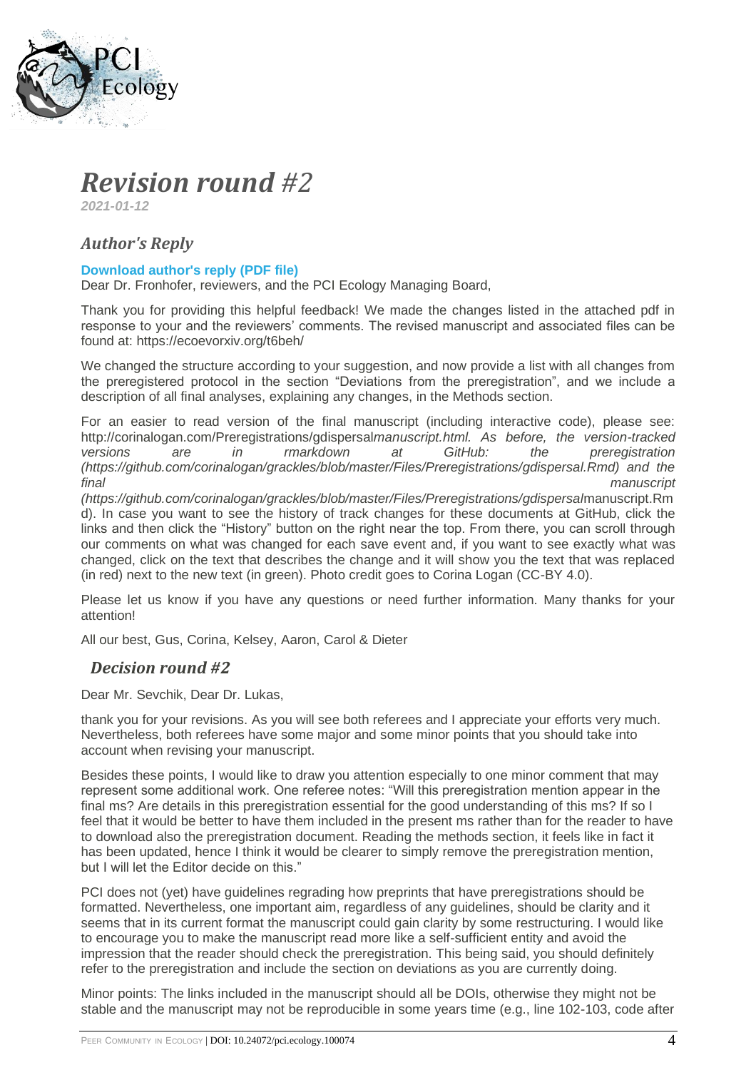# *Revision round #2*

*2021-01-12*

## *Author's Reply*

**Download author's reply (PDF file)**

Dear Dr. Fronhofer, reviewers, and the PCI Ecology Managing Board,

Thank you for providing this helpful feedback! We made the changes listed in the attached pdf in response to your and the reviewers' comments. The revised manuscript and associated files can be found at: https://ecoevorxiv.org/t6beh/

We changed the structure according to your suggestion, and now provide a list with all changes from the preregistered protocol in the section "Deviations from the preregistration", and we include a description of all final analyses, explaining any changes, in the Methods section.

For an easier to read version of the final manuscript (including interactive code), please see: http://corinalogan.com/Preregistrations/gdispersal*manuscript.html. As before, the version-tracked versions are in rmarkdown at GitHub: the preregistration (https://github.com/corinalogan/grackles/blob/master/Files/Preregistrations/gdispersal.Rmd) and the final manuscript (https://github.com/corinalogan/grackles/blob/master/Files/Preregistrations/gdispersal*manuscript.Rmd). In case you want to see the history of track changes for these documents at GitHub, click the links and then click the "History" button on the right near the top. From there, you can scroll through our comments on what was changed for each save event and, if you want to see exactly what was changed, click on the text that describes the change and it will show you the text that was replaced (in red) next to the new text (in green). Photo credit goes to Corina Logan (CC-BY 4.0).

Please let us know if you have any questions or need further information. Many thanks for your attention!

All our best, Gus, Corina, Kelsey, Aaron, Carol & Dieter

## *Decision round #2*

Dear Mr. Sevchik, Dear Dr. Lukas,

thank you for your revisions. As you will see both referees and I appreciate your efforts very much. Nevertheless, both referees have some major and some minor points that you should take into account when revising your manuscript.

Besides these points, I would like to draw you attention especially to one minor comment that may represent some additional work. One referee notes: "Will this preregistration mention appear in the final ms? Are details in this preregistration essential for the good understanding of this ms? If so I feel that it would be better to have them included in the present ms rather than for the reader to have to download also the preregistration document. Reading the methods section, it feels like in fact it has been updated, hence I think it would be clearer to simply remove the preregistration mention, but I will let the Editor decide on this."

PCI does not (yet) have guidelines regrading how preprints that have preregistrations should be formatted. Nevertheless, one important aim, regardless of any guidelines, should be clarity and it seems that in its current format the manuscript could gain clarity by some restructuring. I would like to encourage you to make the manuscript read more like a self-sufficient entity and avoid the impression that the reader should check the preregistration. This being said, you should definitely refer to the preregistration and include the section on deviations as you are currently doing.

Minor points: The links included in the manuscript should all be DOIs, otherwise they might not be stable and the manuscript may not be reproducible in some years time (e.g., line 102-103, code after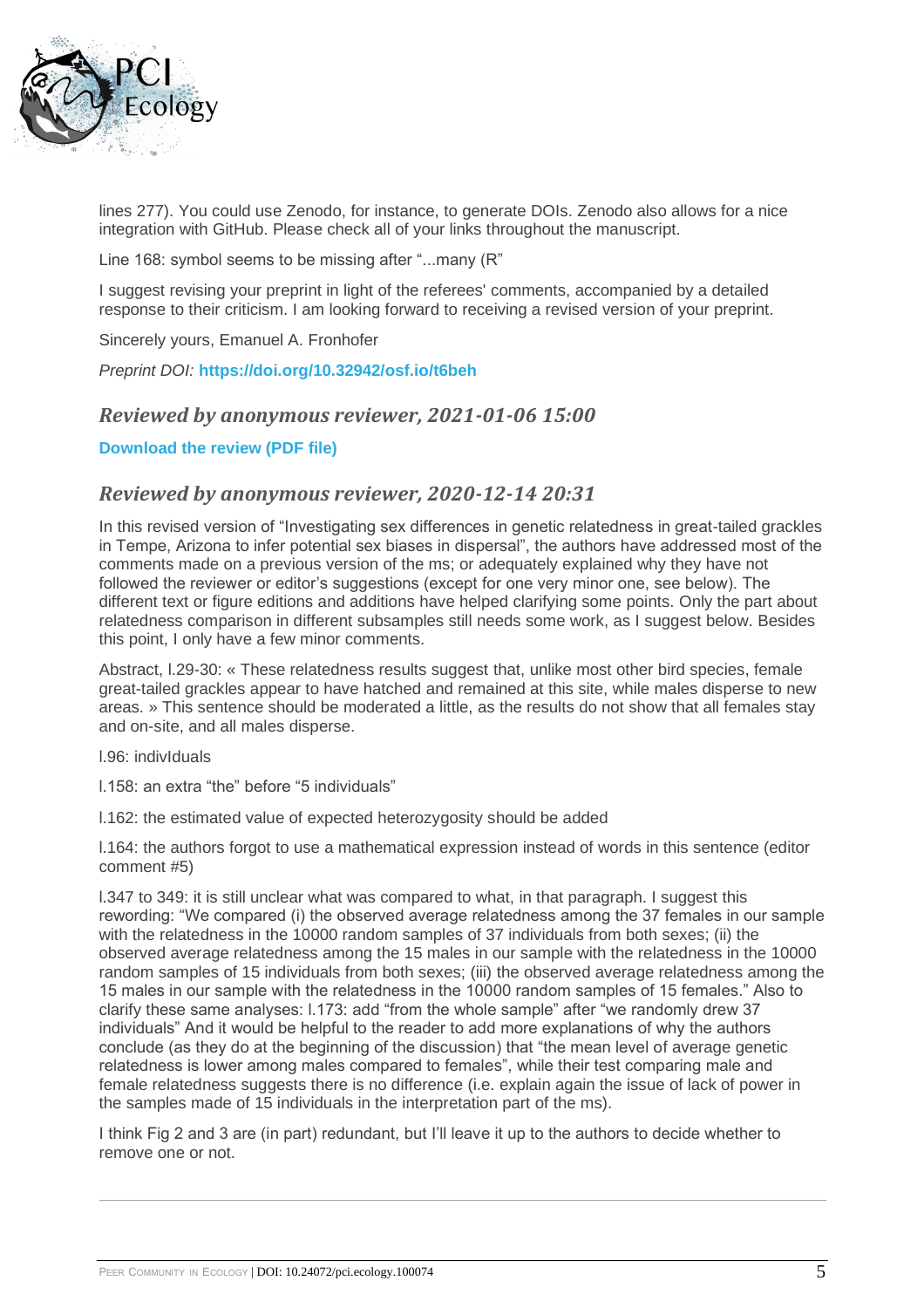lines 277). You could use Zenodo, for instance, to generate DOIs. Zenodo also allows for a nice integration with GitHub. Please check all of your links throughout the manuscript.

Line 168: symbol seems to be missing after "...many (R"

I suggest revising your preprint in light of the referees' comments, accompanied by a detailed response to their criticism. I am looking forward to receiving a revised version of your preprint.

Sincerely yours, Emanuel A. Fronhofer

*Preprint DOI:* **https://doi.org/10.32942/osf.io/t6beh**

## *Reviewed by anonymous reviewer, 2021-01-06 15:00*

**Download the review (PDF file)**

## *Reviewed by anonymous reviewer, 2020-12-14 20:31*

In this revised version of "Investigating sex differences in genetic relatedness in great-tailed grackles in Tempe, Arizona to infer potential sex biases in dispersal", the authors have addressed most of the comments made on a previous version of the ms; or adequately explained why they have not followed the reviewer or editor's suggestions (except for one very minor one, see below). The different text or figure editions and additions have helped clarifying some points. Only the part about relatedness comparison in different subsamples still needs some work, as I suggest below. Besides this point, I only have a few minor comments.

Abstract, l.29-30: « These relatedness results suggest that, unlike most other bird species, female great-tailed grackles appear to have hatched and remained at this site, while males disperse to new areas. » This sentence should be moderated a little, as the results do not show that all females stay and on-site, and all males disperse.

l.96: indivIduals

l.158: an extra "the" before "5 individuals"

l.162: the estimated value of expected heterozygosity should be added

l.164: the authors forgot to use a mathematical expression instead of words in this sentence (editor comment #5)

l.347 to 349: it is still unclear what was compared to what, in that paragraph. I suggest this rewording: "We compared (i) the observed average relatedness among the 37 females in our sample with the relatedness in the 10000 random samples of 37 individuals from both sexes; (ii) the observed average relatedness among the 15 males in our sample with the relatedness in the 10000 random samples of 15 individuals from both sexes; (iii) the observed average relatedness among the 15 males in our sample with the relatedness in the 10000 random samples of 15 females." Also to clarify these same analyses: l.173: add "from the whole sample" after "we randomly drew 37 individuals" And it would be helpful to the reader to add more explanations of why the authors conclude (as they do at the beginning of the discussion) that "the mean level of average genetic relatedness is lower among males compared to females", while their test comparing male and female relatedness suggests there is no difference (i.e. explain again the issue of lack of power in the samples made of 15 individuals in the interpretation part of the ms).

I think Fig 2 and 3 are (in part) redundant, but I'll leave it up to the authors to decide whether to remove one or not.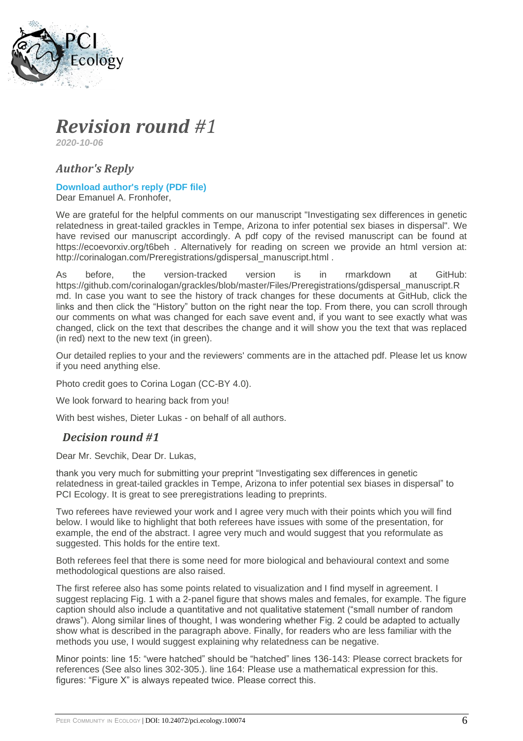# *Revision round #1*

*2020-10-06*

## *Author's Reply*

**Download author's reply (PDF file)**

Dear Emanuel A. Fronhofer,

We are grateful for the helpful comments on our manuscript "Investigating sex differences in genetic relatedness in great-tailed grackles in Tempe, Arizona to infer potential sex biases in dispersal". We have revised our manuscript accordingly. A pdf copy of the revised manuscript can be found at https://ecoevorxiv.org/t6beh . Alternatively for reading on screen we provide an html version at: http://corinalogan.com/Preregistrations/gdispersal_manuscript.html .

As before, the version-tracked version is in rmarkdown at GitHub: https://github.com/corinalogan/grackles/blob/master/Files/Preregistrations/gdispersal_manuscript.Rmd. In case you want to see the history of track changes for these documents at GitHub, click the links and then click the "History" button on the right near the top. From there, you can scroll through our comments on what was changed for each save event and, if you want to see exactly what was changed, click on the text that describes the change and it will show you the text that was replaced (in red) next to the new text (in green).

Our detailed replies to your and the reviewers' comments are in the attached pdf. Please let us know if you need anything else.

Photo credit goes to Corina Logan (CC-BY 4.0).

We look forward to hearing back from you!

With best wishes, Dieter Lukas - on behalf of all authors.

## *Decision round #1*

Dear Mr. Sevchik, Dear Dr. Lukas,

thank you very much for submitting your preprint "Investigating sex differences in genetic relatedness in great-tailed grackles in Tempe, Arizona to infer potential sex biases in dispersal" to PCI Ecology. It is great to see preregistrations leading to preprints.

Two referees have reviewed your work and I agree very much with their points which you will find below. I would like to highlight that both referees have issues with some of the presentation, for example, the end of the abstract. I agree very much and would suggest that you reformulate as suggested. This holds for the entire text.

Both referees feel that there is some need for more biological and behavioural context and some methodological questions are also raised.

The first referee also has some points related to visualization and I find myself in agreement. I suggest replacing Fig. 1 with a 2-panel figure that shows males and females, for example. The figure caption should also include a quantitative and not qualitative statement ("small number of random draws"). Along similar lines of thought, I was wondering whether Fig. 2 could be adapted to actually show what is described in the paragraph above. Finally, for readers who are less familiar with the methods you use, I would suggest explaining why relatedness can be negative.

Minor points: line 15: "were hatched" should be "hatched" lines 136-143: Please correct brackets for references (See also lines 302-305.). line 164: Please use a mathematical expression for this. figures: "Figure X" is always repeated twice. Please correct this.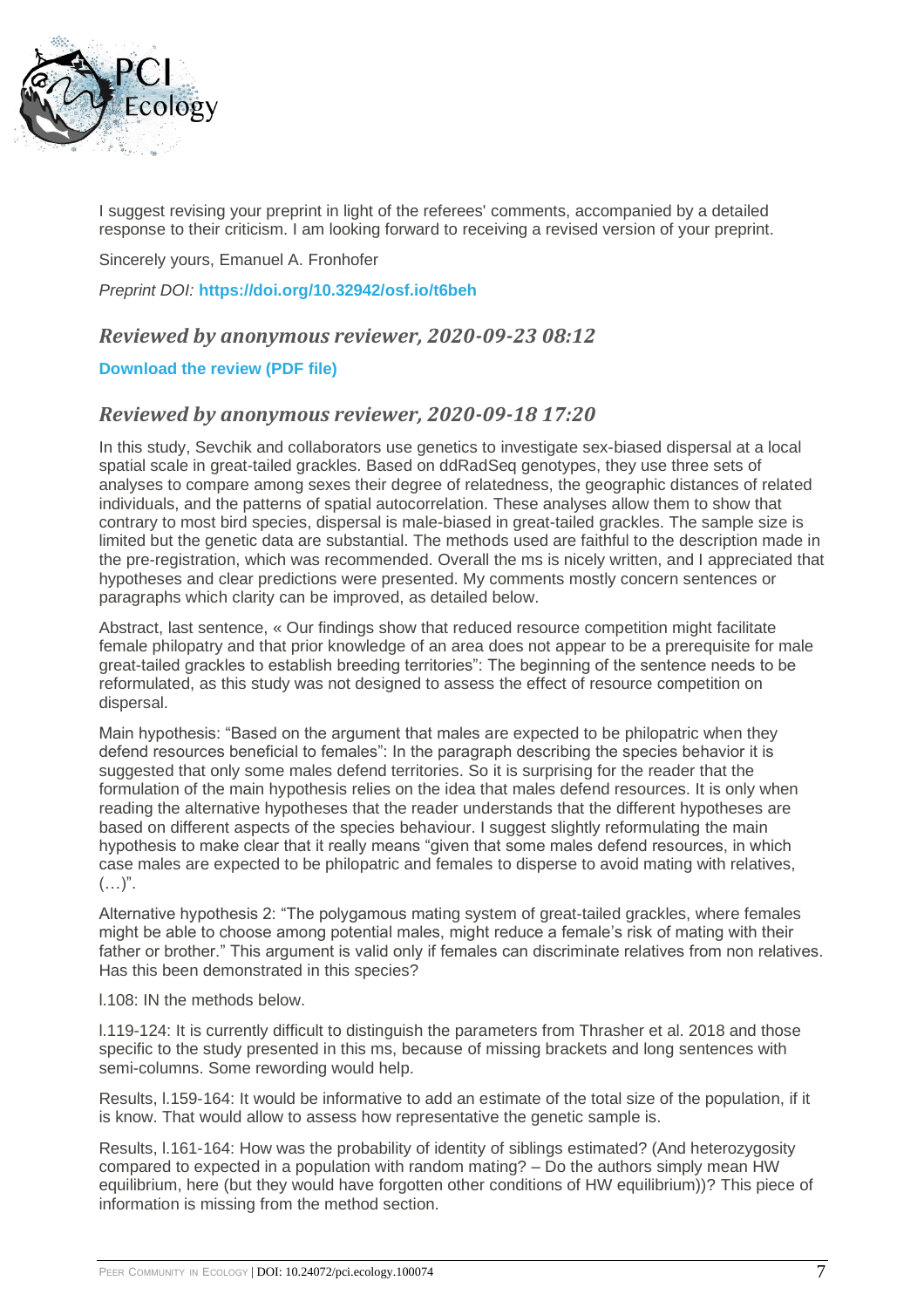I suggest revising your preprint in light of the referees' comments, accompanied by a detailed response to their criticism. I am looking forward to receiving a revised version of your preprint.

Sincerely yours, Emanuel A. Fronhofer

*Preprint DOI:* **https://doi.org/10.32942/osf.io/t6beh**

## *Reviewed by anonymous reviewer, 2020-09-23 08:12*

**Download the review (PDF file)**

## *Reviewed by anonymous reviewer, 2020-09-18 17:20*

In this study, Sevchik and collaborators use genetics to investigate sex-biased dispersal at a local spatial scale in great-tailed grackles. Based on ddRadSeq genotypes, they use three sets of analyses to compare among sexes their degree of relatedness, the geographic distances of related individuals, and the patterns of spatial autocorrelation. These analyses allow them to show that contrary to most bird species, dispersal is male-biased in great-tailed grackles. The sample size is limited but the genetic data are substantial. The methods used are faithful to the description made in the pre-registration, which was recommended. Overall the ms is nicely written, and I appreciated that hypotheses and clear predictions were presented. My comments mostly concern sentences or paragraphs which clarity can be improved, as detailed below.

Abstract, last sentence, « Our findings show that reduced resource competition might facilitate female philopatry and that prior knowledge of an area does not appear to be a prerequisite for male great-tailed grackles to establish breeding territories": The beginning of the sentence needs to be reformulated, as this study was not designed to assess the effect of resource competition on dispersal.

Main hypothesis: "Based on the argument that males are expected to be philopatric when they defend resources beneficial to females": In the paragraph describing the species behavior it is suggested that only some males defend territories. So it is surprising for the reader that the formulation of the main hypothesis relies on the idea that males defend resources. It is only when reading the alternative hypotheses that the reader understands that the different hypotheses are based on different aspects of the species behaviour. I suggest slightly reformulating the main hypothesis to make clear that it really means "given that some males defend resources, in which case males are expected to be philopatric and females to disperse to avoid mating with relatives, (…)".

Alternative hypothesis 2: "The polygamous mating system of great-tailed grackles, where females might be able to choose among potential males, might reduce a female's risk of mating with their father or brother." This argument is valid only if females can discriminate relatives from non relatives. Has this been demonstrated in this species?

l.108: IN the methods below.

l.119-124: It is currently difficult to distinguish the parameters from Thrasher et al. 2018 and those specific to the study presented in this ms, because of missing brackets and long sentences with semi-columns. Some rewording would help.

Results, l.159-164: It would be informative to add an estimate of the total size of the population, if it is know. That would allow to assess how representative the genetic sample is.

Results, l.161-164: How was the probability of identity of siblings estimated? (And heterozygosity compared to expected in a population with random mating? – Do the authors simply mean HW equilibrium, here (but they would have forgotten other conditions of HW equilibrium))? This piece of information is missing from the method section.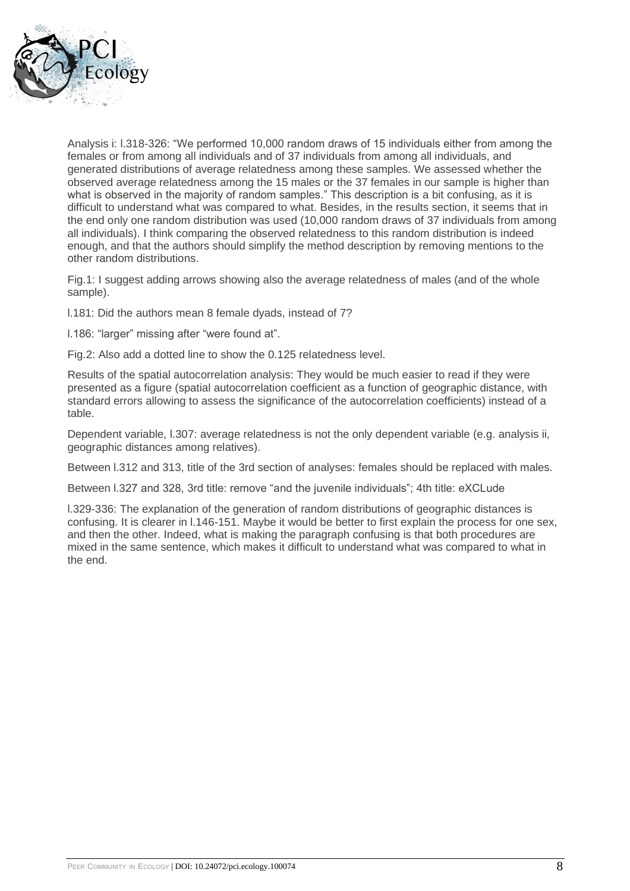Analysis i: l.318-326: "We performed 10,000 random draws of 15 individuals either from among the females or from among all individuals and of 37 individuals from among all individuals, and generated distributions of average relatedness among these samples. We assessed whether the observed average relatedness among the 15 males or the 37 females in our sample is higher than what is observed in the majority of random samples." This description is a bit confusing, as it is difficult to understand what was compared to what. Besides, in the results section, it seems that in the end only one random distribution was used (10,000 random draws of 37 individuals from among all individuals). I think comparing the observed relatedness to this random distribution is indeed enough, and that the authors should simplify the method description by removing mentions to the other random distributions.

Fig.1: I suggest adding arrows showing also the average relatedness of males (and of the whole sample).

l.181: Did the authors mean 8 female dyads, instead of 7?

l.186: "larger" missing after "were found at".

Fig.2: Also add a dotted line to show the 0.125 relatedness level.

Results of the spatial autocorrelation analysis: They would be much easier to read if they were presented as a figure (spatial autocorrelation coefficient as a function of geographic distance, with standard errors allowing to assess the significance of the autocorrelation coefficients) instead of a table.

Dependent variable, l.307: average relatedness is not the only dependent variable (e.g. analysis ii, geographic distances among relatives).

Between l.312 and 313, title of the 3rd section of analyses: females should be replaced with males.

Between l.327 and 328, 3rd title: remove "and the juvenile individuals"; 4th title: eXCLude

l.329-336: The explanation of the generation of random distributions of geographic distances is confusing. It is clearer in l.146-151. Maybe it would be better to first explain the process for one sex, and then the other. Indeed, what is making the paragraph confusing is that both procedures are mixed in the same sentence, which makes it difficult to understand what was compared to what in the end.